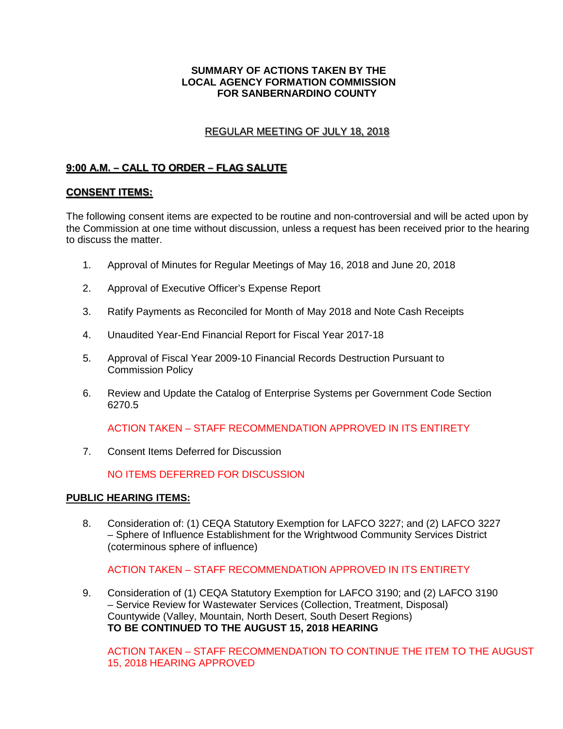**SUMMARY OF ACTIONS TAKEN BY THE**
**LOCAL AGENCY FORMATION COMMISSION**
**FOR SANBERNARDINO COUNTY**

REGULAR MEETING OF JULY 18, 2018

## 9:00 A.M. – CALL TO ORDER – FLAG SALUTE

## CONSENT ITEMS:

The following consent items are expected to be routine and non-controversial and will be acted upon by the Commission at one time without discussion, unless a request has been received prior to the hearing to discuss the matter.

1. Approval of Minutes for Regular Meetings of May 16, 2018 and June 20, 2018

2. Approval of Executive Officer's Expense Report

3. Ratify Payments as Reconciled for Month of May 2018 and Note Cash Receipts

4. Unaudited Year-End Financial Report for Fiscal Year 2017-18

5. Approval of Fiscal Year 2009-10 Financial Records Destruction Pursuant to Commission Policy

6. Review and Update the Catalog of Enterprise Systems per Government Code Section 6270.5

   ACTION TAKEN – STAFF RECOMMENDATION APPROVED IN ITS ENTIRETY

7. Consent Items Deferred for Discussion

   NO ITEMS DEFERRED FOR DISCUSSION

## PUBLIC HEARING ITEMS:

8. Consideration of: (1) CEQA Statutory Exemption for LAFCO 3227; and (2) LAFCO 3227 – Sphere of Influence Establishment for the Wrightwood Community Services District (coterminous sphere of influence)

   ACTION TAKEN – STAFF RECOMMENDATION APPROVED IN ITS ENTIRETY

9. Consideration of (1) CEQA Statutory Exemption for LAFCO 3190; and (2) LAFCO 3190 – Service Review for Wastewater Services (Collection, Treatment, Disposal) Countywide (Valley, Mountain, North Desert, South Desert Regions)
   **TO BE CONTINUED TO THE AUGUST 15, 2018 HEARING**

   ACTION TAKEN – STAFF RECOMMENDATION TO CONTINUE THE ITEM TO THE AUGUST 15, 2018 HEARING APPROVED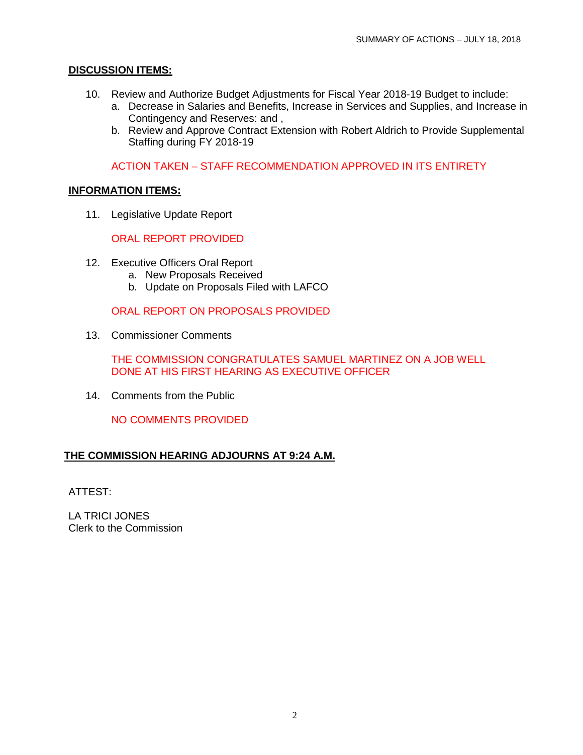## DISCUSSION ITEMS:

10. Review and Authorize Budget Adjustments for Fiscal Year 2018-19 Budget to include:
    a. Decrease in Salaries and Benefits, Increase in Services and Supplies, and Increase in Contingency and Reserves: and ,
    b. Review and Approve Contract Extension with Robert Aldrich to Provide Supplemental Staffing during FY 2018-19

    ACTION TAKEN – STAFF RECOMMENDATION APPROVED IN ITS ENTIRETY

## INFORMATION ITEMS:

11. Legislative Update Report

    ORAL REPORT PROVIDED

12. Executive Officers Oral Report
    a. New Proposals Received
    b. Update on Proposals Filed with LAFCO

    ORAL REPORT ON PROPOSALS PROVIDED

13. Commissioner Comments

    THE COMMISSION CONGRATULATES SAMUEL MARTINEZ ON A JOB WELL DONE AT HIS FIRST HEARING AS EXECUTIVE OFFICER

14. Comments from the Public

    NO COMMENTS PROVIDED

**THE COMMISSION HEARING ADJOURNS AT 9:24 A.M.**

ATTEST:

LA TRICI JONES
Clerk to the Commission